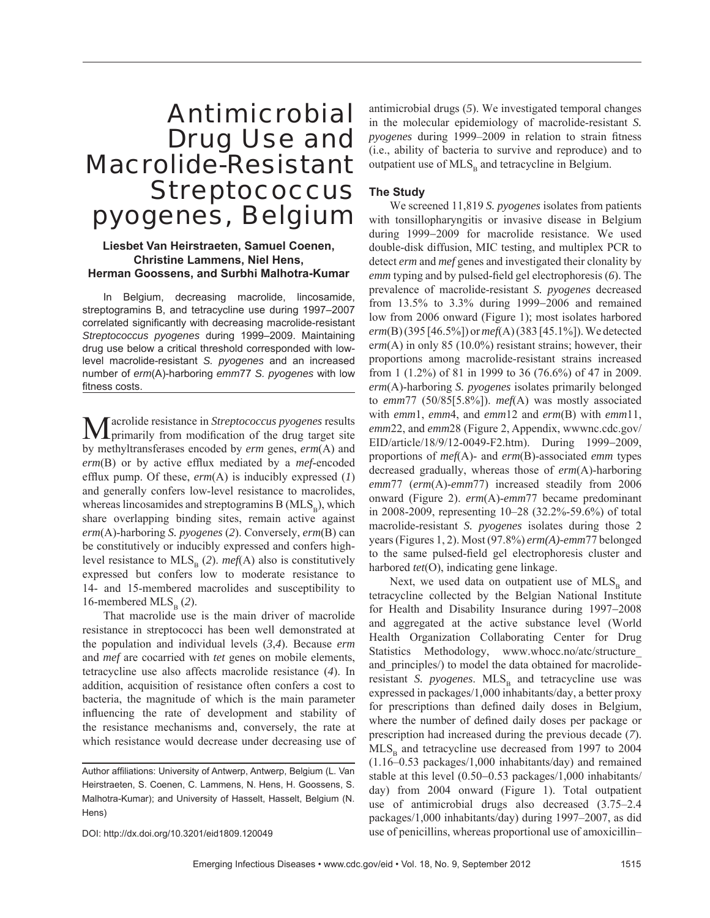# Antimicrobial Drug Use and Macrolide-Resistant Streptococcus pyogenes, Belgium

**Liesbet Van Heirstraeten, Samuel Coenen, Christine Lammens, Niel Hens, Herman Goossens, and Surbhi Malhotra-Kumar**

In Belgium, decreasing macrolide, lincosamide, streptogramins B, and tetracycline use during 1997–2007 correlated significantly with decreasing macrolide-resistant *Streptococcus pyogenes* during 1999–2009. Maintaining drug use below a critical threshold corresponded with low-level macrolide-resistant *S. pyogenes* and an increased number of *erm*(A)-harboring *emm*77 *S. pyogenes* with low fitness costs.

Macrolide resistance in *Streptococcus pyogenes* results primarily from modification of the drug target site by methyltransferases encoded by *erm* genes, *erm*(A) and *erm*(B) or by active efflux mediated by a *mef*-encoded efflux pump. Of these, *erm*(A) is inducibly expressed (*1*) and generally confers low-level resistance to macrolides, whereas lincosamides and streptogramins B ($MLS_B$), which share overlapping binding sites, remain active against *erm*(A)-harboring *S. pyogenes* (*2*). Conversely, *erm*(B) can be constitutively or inducibly expressed and confers high-level resistance to $MLS_B$ (*2*). *mef*(A) also is constitutively expressed but confers low to moderate resistance to 14- and 15-membered macrolides and susceptibility to 16-membered $MLS_B$ (*2*).

That macrolide use is the main driver of macrolide resistance in streptococci has been well demonstrated at the population and individual levels (*3*,*4*). Because *erm* and *mef* are cocarried with *tet* genes on mobile elements, tetracycline use also affects macrolide resistance (*4*). In addition, acquisition of resistance often confers a cost to bacteria, the magnitude of which is the main parameter influencing the rate of development and stability of the resistance mechanisms and, conversely, the rate at which resistance would decrease under decreasing use of antimicrobial drugs (*5*). We investigated temporal changes in the molecular epidemiology of macrolide-resistant *S. pyogenes* during 1999–2009 in relation to strain fitness (i.e., ability of bacteria to survive and reproduce) and to outpatient use of $MLS_B$ and tetracycline in Belgium.

Author affiliations: University of Antwerp, Antwerp, Belgium (L. Van Heirstraeten, S. Coenen, C. Lammens, N. Hens, H. Goossens, S. Malhotra-Kumar); and University of Hasselt, Hasselt, Belgium (N. Hens)

DOI: http://dx.doi.org/10.3201/eid1809.120049

## The Study

We screened 11,819 *S. pyogenes* isolates from patients with tonsillopharyngitis or invasive disease in Belgium during 1999–2009 for macrolide resistance. We used double-disk diffusion, MIC testing, and multiplex PCR to detect *erm* and *mef* genes and investigated their clonality by *emm* typing and by pulsed-field gel electrophoresis (*6*). The prevalence of macrolide-resistant *S. pyogenes* decreased from 13.5% to 3.3% during 1999–2006 and remained low from 2006 onward (Figure 1); most isolates harbored *erm*(B) (395 [46.5%]) or *mef*(A) (383 [45.1%]). We detected e*rm*(A) in only 85 (10.0%) resistant strains; however, their proportions among macrolide-resistant strains increased from 1 (1.2%) of 81 in 1999 to 36 (76.6%) of 47 in 2009. *erm*(A)-harboring *S. pyogenes* isolates primarily belonged to *emm*77 (50/85[5.8%]). *mef*(A) was mostly associated with *emm*1, *emm*4, and *emm*12 and *erm*(B) with *emm*11, *emm*22, and *emm*28 (Figure 2, Appendix, wwwnc.cdc.gov/EID/article/18/9/12-0049-F2.htm). During 1999–2009, proportions of *mef*(A)- and *erm*(B)-associated *emm* types decreased gradually, whereas those of *erm*(A)-harboring *emm*77 (*erm*(A)-*emm*77) increased steadily from 2006 onward (Figure 2). *erm*(A)-*emm*77 became predominant in 2008-2009, representing 10–28 (32.2%-59.6%) of total macrolide-resistant *S. pyogenes* isolates during those 2 years (Figures 1, 2). Most (97.8%) *erm(A)-emm*77 belonged to the same pulsed-field gel electrophoresis cluster and harbored *tet*(O), indicating gene linkage.

Next, we used data on outpatient use of $MLS_B$ and tetracycline collected by the Belgian National Institute for Health and Disability Insurance during 1997–2008 and aggregated at the active substance level (World Health Organization Collaborating Center for Drug Statistics Methodology, www.whocc.no/atc/structure_and_principles/) to model the data obtained for macrolide-resistant *S. pyogenes*. $MLS_B$ and tetracycline use was expressed in packages/1,000 inhabitants/day, a better proxy for prescriptions than defined daily doses in Belgium, where the number of defined daily doses per package or prescription had increased during the previous decade (*7*). $MLS_B$ and tetracycline use decreased from 1997 to 2004 (1.16–0.53 packages/1,000 inhabitants/day) and remained stable at this level (0.50–0.53 packages/1,000 inhabitants/day) from 2004 onward (Figure 1). Total outpatient use of antimicrobial drugs also decreased (3.75–2.4 packages/1,000 inhabitants/day) during 1997–2007, as did use of penicillins, whereas proportional use of amoxicillin–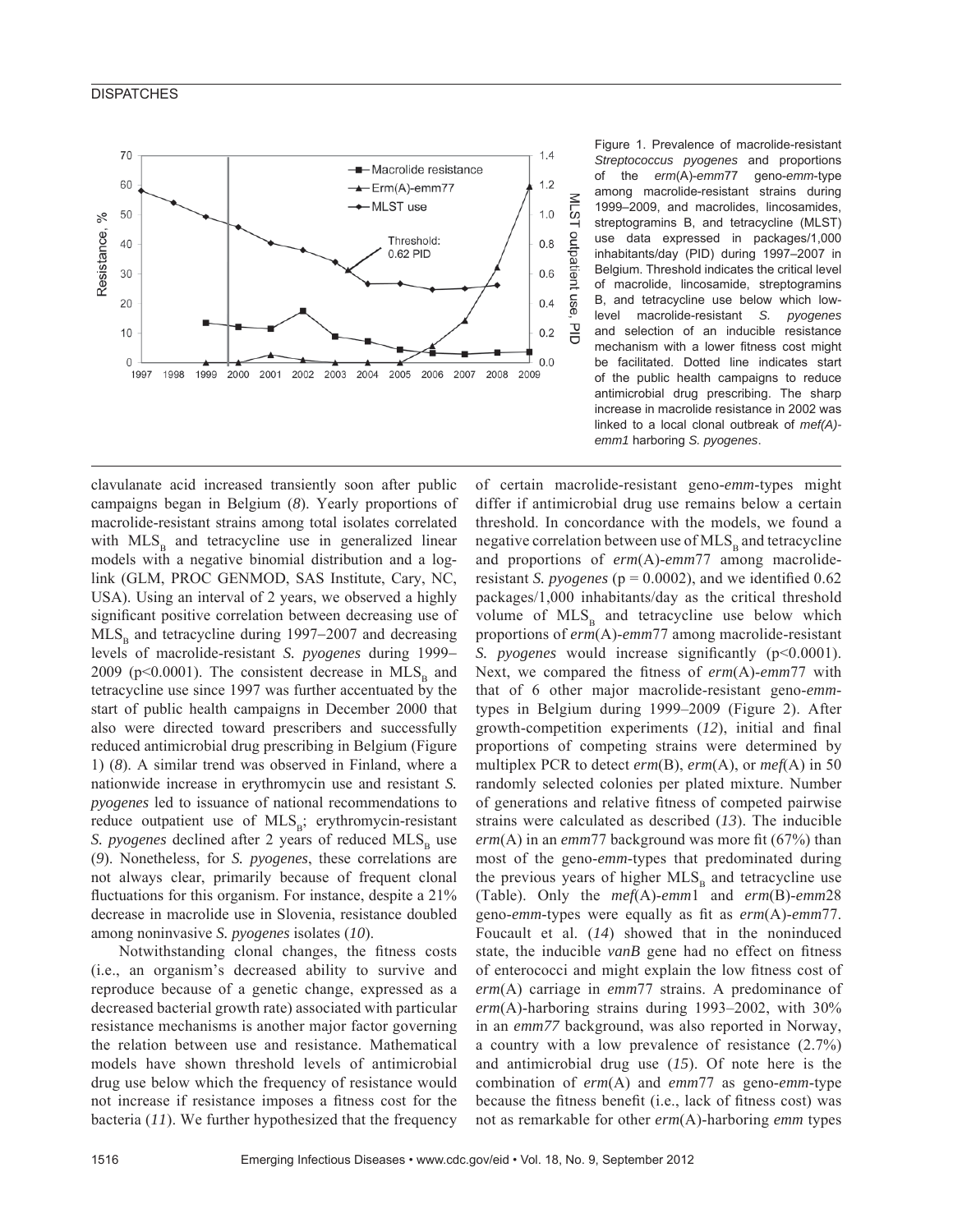Figure 1. Prevalence of macrolide-resistant *Streptococcus pyogenes* and proportions of the *erm*(A)-*emm*77 geno-*emm*-type among macrolide-resistant strains during 1999–2009, and macrolides, lincosamides, streptogramins B, and tetracycline (MLST) use data expressed in packages/1,000 inhabitants/day (PID) during 1997–2007 in Belgium. Threshold indicates the critical level of macrolide, lincosamide, streptogramins B, and tetracycline use below which low-level macrolide-resistant *S. pyogenes* and selection of an inducible resistance mechanism with a lower fitness cost might be facilitated. Dotted line indicates start of the public health campaigns to reduce antimicrobial drug prescribing. The sharp increase in macrolide resistance in 2002 was linked to a local clonal outbreak of *mef(A)-emm1* harboring *S. pyogenes*.

clavulanate acid increased transiently soon after public campaigns began in Belgium (*8*). Yearly proportions of macrolide-resistant strains among total isolates correlated with $MLS_B$ and tetracycline use in generalized linear models with a negative binomial distribution and a log-link (GLM, PROC GENMOD, SAS Institute, Cary, NC, USA). Using an interval of 2 years, we observed a highly significant positive correlation between decreasing use of $MLS_B$ and tetracycline during 1997–2007 and decreasing levels of macrolide-resistant *S. pyogenes* during 1999–2009 ($p<0.0001$). The consistent decrease in $MLS_B$ and tetracycline use since 1997 was further accentuated by the start of public health campaigns in December 2000 that also were directed toward prescribers and successfully reduced antimicrobial drug prescribing in Belgium (Figure 1) (*8*). A similar trend was observed in Finland, where a nationwide increase in erythromycin use and resistant *S. pyogenes* led to issuance of national recommendations to reduce outpatient use of $MLS_B$; erythromycin-resistant *S. pyogenes* declined after 2 years of reduced $MLS_B$ use (*9*). Nonetheless, for *S. pyogenes*, these correlations are not always clear, primarily because of frequent clonal fluctuations for this organism. For instance, despite a 21% decrease in macrolide use in Slovenia, resistance doubled among noninvasive *S. pyogenes* isolates (*10*).

Notwithstanding clonal changes, the fitness costs (i.e., an organism's decreased ability to survive and reproduce because of a genetic change, expressed as a decreased bacterial growth rate) associated with particular resistance mechanisms is another major factor governing the relation between use and resistance. Mathematical models have shown threshold levels of antimicrobial drug use below which the frequency of resistance would not increase if resistance imposes a fitness cost for the bacteria (*11*). We further hypothesized that the frequency of certain macrolide-resistant geno-*emm*-types might differ if antimicrobial drug use remains below a certain threshold. In concordance with the models, we found a negative correlation between use of $MLS_B$ and tetracycline and proportions of *erm*(A)-*emm*77 among macrolide-resistant *S. pyogenes* ($p = 0.0002$), and we identified 0.62 packages/1,000 inhabitants/day as the critical threshold volume of $MLS_B$ and tetracycline use below which proportions of *erm*(A)-*emm*77 among macrolide-resistant *S. pyogenes* would increase significantly ($p<0.0001$). Next, we compared the fitness of *erm*(A)-*emm*77 with that of 6 other major macrolide-resistant geno-*emm*-types in Belgium during 1999–2009 (Figure 2). After growth-competition experiments (*12*), initial and final proportions of competing strains were determined by multiplex PCR to detect *erm*(B), *erm*(A), or *mef*(A) in 50 randomly selected colonies per plated mixture. Number of generations and relative fitness of competed pairwise strains were calculated as described (*13*). The inducible *erm*(A) in an *emm*77 background was more fit (67%) than most of the geno-*emm*-types that predominated during the previous years of higher $MLS_B$ and tetracycline use (Table). Only the *mef*(A)-*emm*1 and *erm*(B)-*emm*28 geno-*emm*-types were equally as fit as *erm*(A)-*emm*77. Foucault et al. (*14*) showed that in the noninduced state, the inducible *vanB* gene had no effect on fitness of enterococci and might explain the low fitness cost of *erm*(A) carriage in *emm*77 strains. A predominance of *erm*(A)-harboring strains during 1993–2002, with 30% in an *emm77* background, was also reported in Norway, a country with a low prevalence of resistance (2.7%) and antimicrobial drug use (*15*). Of note here is the combination of *erm*(A) and *emm*77 as geno-*emm*-type because the fitness benefit (i.e., lack of fitness cost) was not as remarkable for other *erm*(A)-harboring *emm* types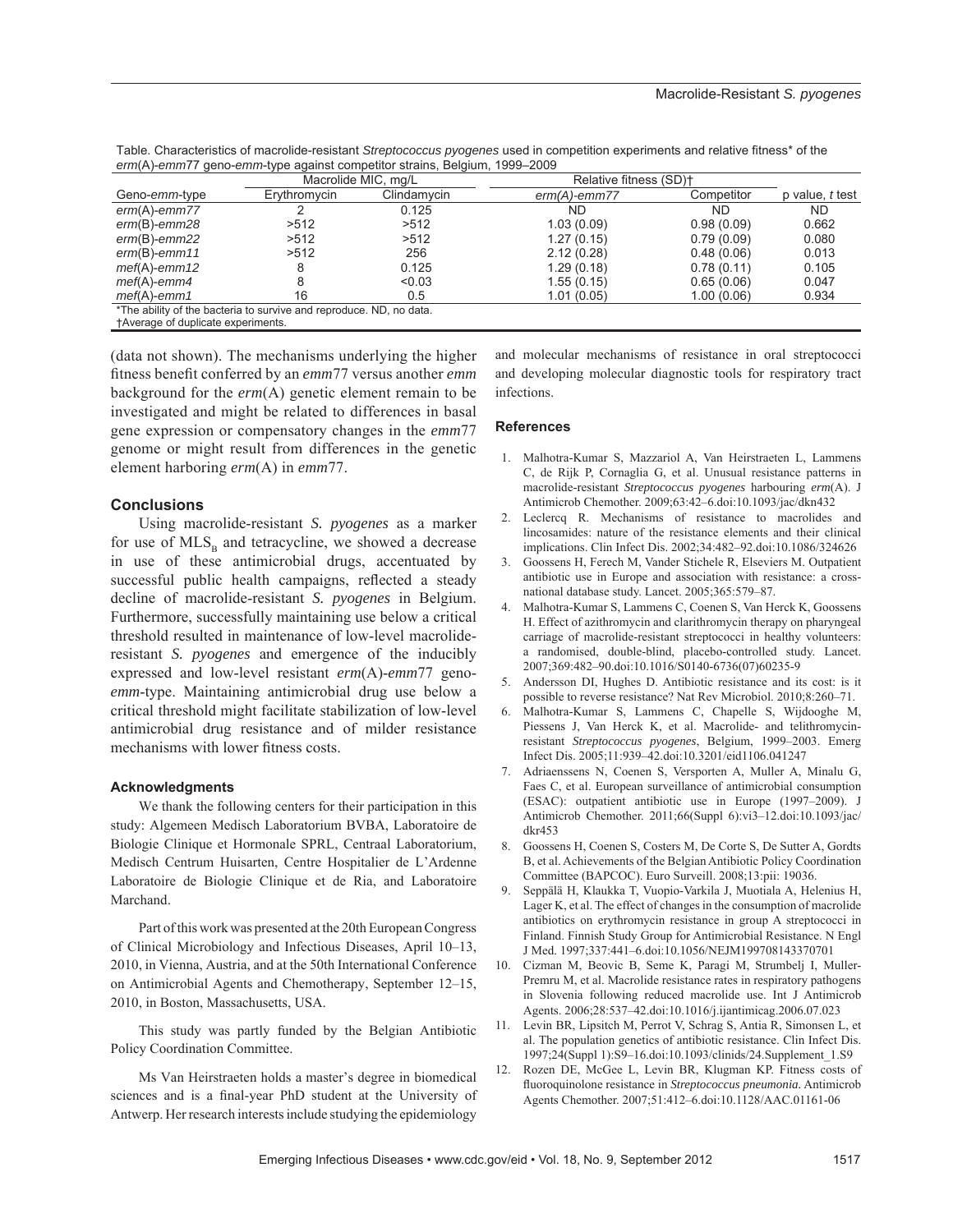Table. Characteristics of macrolide-resistant *Streptococcus pyogenes* used in competition experiments and relative fitness* of the *erm*(A)-*emm*77 geno-*emm*-type against competitor strains, Belgium, 1999–2009

| Geno-*emm*-type | Macrolide MIC, mg/L | | Relative fitness (SD)† | | p value, *t* test |
|---|---|---|---|---|---|
| | Erythromycin | Clindamycin | *erm(A)-emm77* | Competitor | |
| *erm*(A)-*emm77* | 2 | 0.125 | ND | ND | ND |
| *erm*(B)-*emm28* | >512 | >512 | 1.03 (0.09) | 0.98 (0.09) | 0.662 |
| *erm*(B)-*emm22* | >512 | >512 | 1.27 (0.15) | 0.79 (0.09) | 0.080 |
| *erm*(B)-*emm11* | >512 | 256 | 2.12 (0.28) | 0.48 (0.06) | 0.013 |
| *mef*(A)-*emm12* | 8 | 0.125 | 1.29 (0.18) | 0.78 (0.11) | 0.105 |
| *mef*(A)-*emm4* | 8 | <0.03 | 1.55 (0.15) | 0.65 (0.06) | 0.047 |
| *mef*(A)-*emm1* | 16 | 0.5 | 1.01 (0.05) | 1.00 (0.06) | 0.934 |

*The ability of the bacteria to survive and reproduce. ND, no data.
†Average of duplicate experiments.

(data not shown). The mechanisms underlying the higher fitness benefit conferred by an *emm*77 versus another *emm* background for the *erm*(A) genetic element remain to be investigated and might be related to differences in basal gene expression or compensatory changes in the *emm*77 genome or might result from differences in the genetic element harboring *erm*(A) in *emm*77.

## Conclusions

Using macrolide-resistant *S. pyogenes* as a marker for use of $MLS_B$ and tetracycline, we showed a decrease in use of these antimicrobial drugs, accentuated by successful public health campaigns, reflected a steady decline of macrolide-resistant *S. pyogenes* in Belgium. Furthermore, successfully maintaining use below a critical threshold resulted in maintenance of low-level macrolide-resistant *S. pyogenes* and emergence of the inducibly expressed and low-level resistant *erm*(A)-*emm*77 geno-*emm*-type. Maintaining antimicrobial drug use below a critical threshold might facilitate stabilization of low-level antimicrobial drug resistance and of milder resistance mechanisms with lower fitness costs.

### Acknowledgments

We thank the following centers for their participation in this study: Algemeen Medisch Laboratorium BVBA, Laboratoire de Biologie Clinique et Hormonale SPRL, Centraal Laboratorium, Medisch Centrum Huisarten, Centre Hospitalier de L'Ardenne Laboratoire de Biologie Clinique et de Ria, and Laboratoire Marchand.

Part of this work was presented at the 20th European Congress of Clinical Microbiology and Infectious Diseases, April 10–13, 2010, in Vienna, Austria, and at the 50th International Conference on Antimicrobial Agents and Chemotherapy, September 12–15, 2010, in Boston, Massachusetts, USA.

This study was partly funded by the Belgian Antibiotic Policy Coordination Committee.

Ms Van Heirstraeten holds a master's degree in biomedical sciences and is a final-year PhD student at the University of Antwerp. Her research interests include studying the epidemiology and molecular mechanisms of resistance in oral streptococci and developing molecular diagnostic tools for respiratory tract infections.

### References

1. Malhotra-Kumar S, Mazzariol A, Van Heirstraeten L, Lammens C, de Rijk P, Cornaglia G, et al. Unusual resistance patterns in macrolide-resistant *Streptococcus pyogenes* harbouring *erm*(A). J Antimicrob Chemother. 2009;63:42–6.doi:10.1093/jac/dkn432
2. Leclercq R. Mechanisms of resistance to macrolides and lincosamides: nature of the resistance elements and their clinical implications. Clin Infect Dis. 2002;34:482–92.doi:10.1086/324626
3. Goossens H, Ferech M, Vander Stichele R, Elseviers M. Outpatient antibiotic use in Europe and association with resistance: a cross-national database study. Lancet. 2005;365:579–87.
4. Malhotra-Kumar S, Lammens C, Coenen S, Van Herck K, Goossens H. Effect of azithromycin and clarithromycin therapy on pharyngeal carriage of macrolide-resistant streptococci in healthy volunteers: a randomised, double-blind, placebo-controlled study. Lancet. 2007;369:482–90.doi:10.1016/S0140-6736(07)60235-9
5. Andersson DI, Hughes D. Antibiotic resistance and its cost: is it possible to reverse resistance? Nat Rev Microbiol. 2010;8:260–71.
6. Malhotra-Kumar S, Lammens C, Chapelle S, Wijdooghe M, Piessens J, Van Herck K, et al. Macrolide- and telithromycin-resistant *Streptococcus pyogenes*, Belgium, 1999–2003. Emerg Infect Dis. 2005;11:939–42.doi:10.3201/eid1106.041247
7. Adriaenssens N, Coenen S, Versporten A, Muller A, Minalu G, Faes C, et al. European surveillance of antimicrobial consumption (ESAC): outpatient antibiotic use in Europe (1997–2009). J Antimicrob Chemother. 2011;66(Suppl 6):vi3–12.doi:10.1093/jac/dkr453
8. Goossens H, Coenen S, Costers M, De Corte S, De Sutter A, Gordts B, et al. Achievements of the Belgian Antibiotic Policy Coordination Committee (BAPCOC). Euro Surveill. 2008;13:pii: 19036.
9. Seppälä H, Klaukka T, Vuopio-Varkila J, Muotiala A, Helenius H, Lager K, et al. The effect of changes in the consumption of macrolide antibiotics on erythromycin resistance in group A streptococci in Finland. Finnish Study Group for Antimicrobial Resistance. N Engl J Med. 1997;337:441–6.doi:10.1056/NEJM199708143370701
10. Cizman M, Beovic B, Seme K, Paragi M, Strumbelj I, Muller-Premru M, et al. Macrolide resistance rates in respiratory pathogens in Slovenia following reduced macrolide use. Int J Antimicrob Agents. 2006;28:537–42.doi:10.1016/j.ijantimicag.2006.07.023
11. Levin BR, Lipsitch M, Perrot V, Schrag S, Antia R, Simonsen L, et al. The population genetics of antibiotic resistance. Clin Infect Dis. 1997;24(Suppl 1):S9–16.doi:10.1093/clinids/24.Supplement_1.S9
12. Rozen DE, McGee L, Levin BR, Klugman KP. Fitness costs of fluoroquinolone resistance in *Streptococcus pneumonia*. Antimicrob Agents Chemother. 2007;51:412–6.doi:10.1128/AAC.01161-06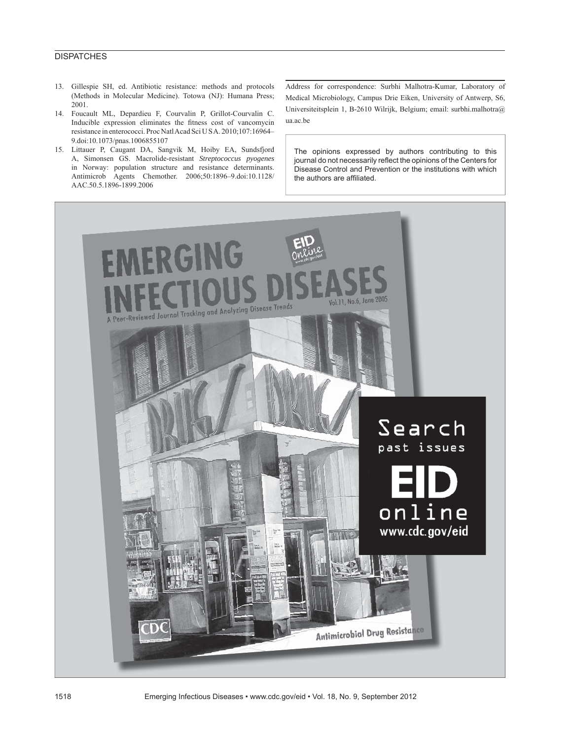13. Gillespie SH, ed. Antibiotic resistance: methods and protocols (Methods in Molecular Medicine). Totowa (NJ): Humana Press; 2001.
14. Foucault ML, Depardieu F, Courvalin P, Grillot-Courvalin C. Inducible expression eliminates the fitness cost of vancomycin resistance in enterococci. Proc Natl Acad Sci U S A. 2010;107:16964–9.doi:10.1073/pnas.1006855107
15. Littauer P, Caugant DA, Sangvik M, Hoiby EA, Sundsfjord A, Simonsen GS. Macrolide-resistant *Streptococcus pyogenes* in Norway: population structure and resistance determinants. Antimicrob Agents Chemother. 2006;50:1896–9.doi:10.1128/AAC.50.5.1896-1899.2006

Address for correspondence: Surbhi Malhotra-Kumar, Laboratory of Medical Microbiology, Campus Drie Eiken, University of Antwerp, S6, Universiteitsplein 1, B-2610 Wilrijk, Belgium; email: surbhi.malhotra@ua.ac.be

The opinions expressed by authors contributing to this journal do not necessarily reflect the opinions of the Centers for Disease Control and Prevention or the institutions with which the authors are affiliated.

Search past issues

EID online

www.cdc.gov/eid